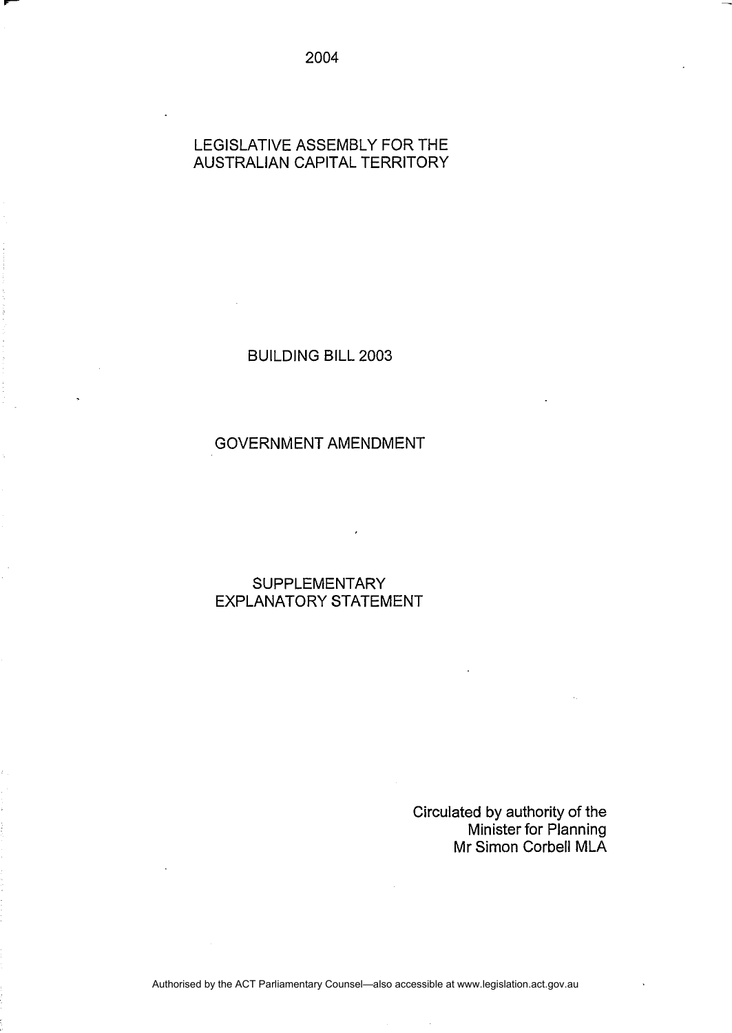2004

LEGISLATIVE ASSEMBLY FOR THE
AUSTRALIAN CAPITAL TERRITORY

BUILDING BILL 2003

GOVERNMENT AMENDMENT

SUPPLEMENTARY
EXPLANATORY STATEMENT

Circulated by authority of the
Minister for Planning
Mr Simon Corbell MLA

Authorised by the ACT Parliamentary Counsel—also accessible at www.legislation.act.gov.au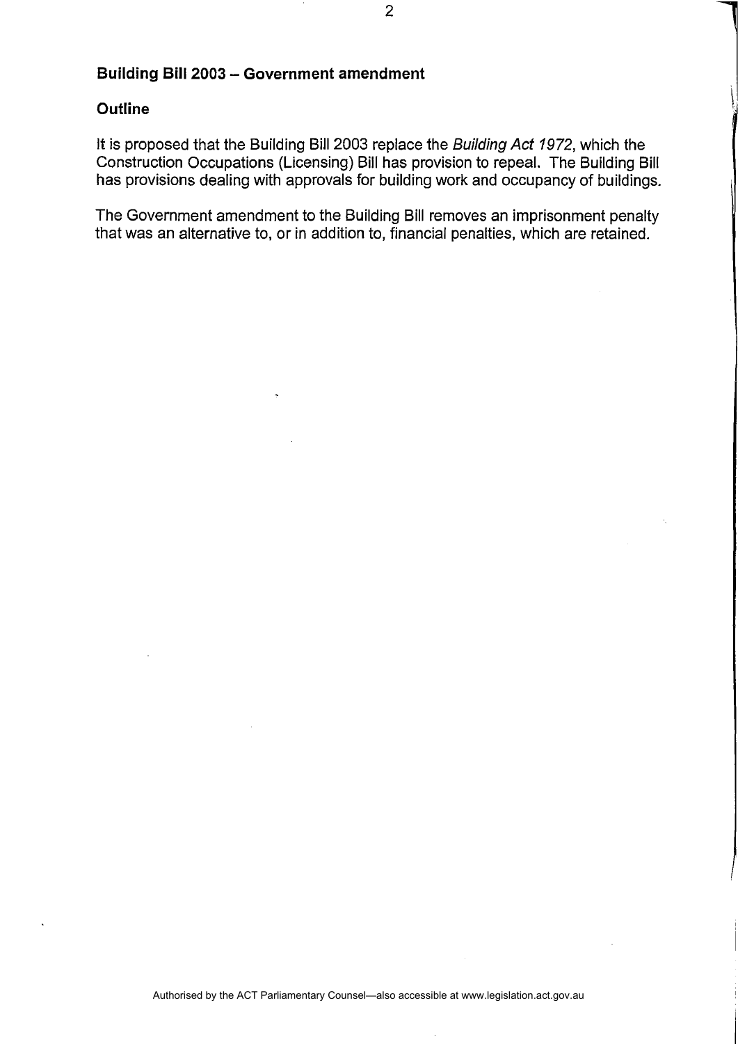## Building Bill 2003 – Government amendment

### Outline

It is proposed that the Building Bill 2003 replace the *Building Act 1972*, which the Construction Occupations (Licensing) Bill has provision to repeal. The Building Bill has provisions dealing with approvals for building work and occupancy of buildings.

The Government amendment to the Building Bill removes an imprisonment penalty that was an alternative to, or in addition to, financial penalties, which are retained.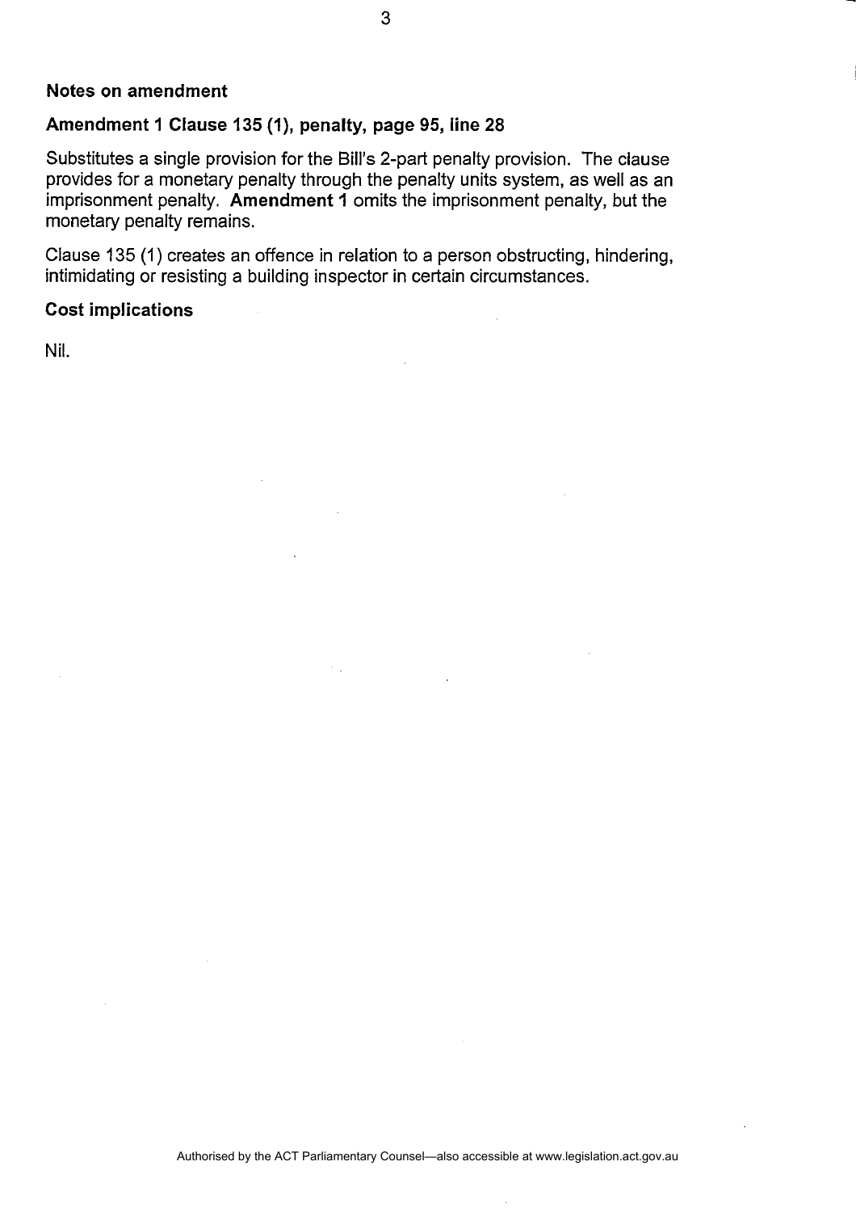**Notes on amendment**

**Amendment 1 Clause 135 (1), penalty, page 95, line 28**

Substitutes a single provision for the Bill's 2-part penalty provision. The clause provides for a monetary penalty through the penalty units system, as well as an imprisonment penalty. **Amendment 1** omits the imprisonment penalty, but the monetary penalty remains.

Clause 135 (1) creates an offence in relation to a person obstructing, hindering, intimidating or resisting a building inspector in certain circumstances.

**Cost implications**

Nil.